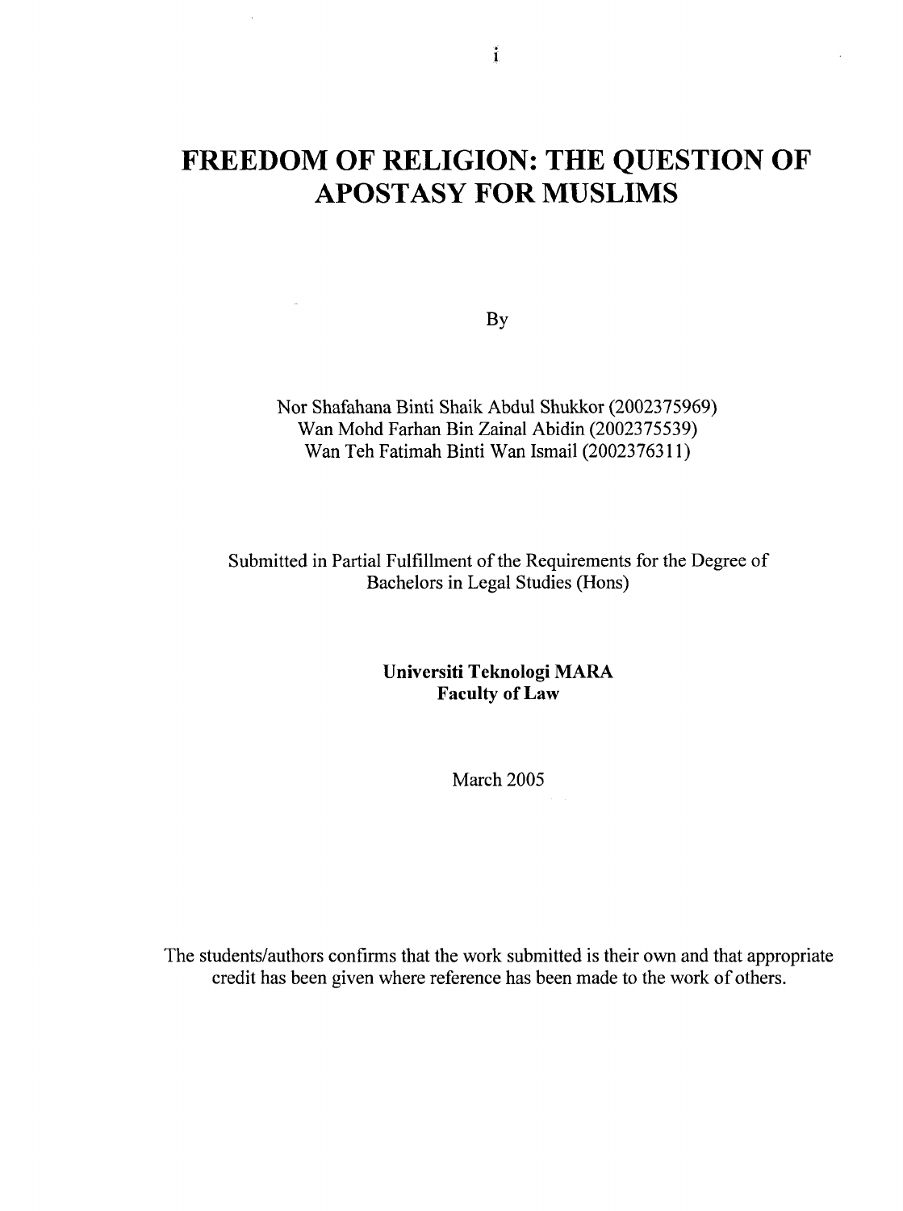# FREEDOM OF RELIGION: THE QUESTION OF APOSTASY FOR MUSLIMS

By

Nor Shafahana Binti Shaik Abdul Shukkor (2002375969)
Wan Mohd Farhan Bin Zainal Abidin (2002375539)
Wan Teh Fatimah Binti Wan Ismail (2002376311)

Submitted in Partial Fulfillment of the Requirements for the Degree of Bachelors in Legal Studies (Hons)

**Universiti Teknologi MARA**
**Faculty of Law**

March 2005

The students/authors confirms that the work submitted is their own and that appropriate credit has been given where reference has been made to the work of others.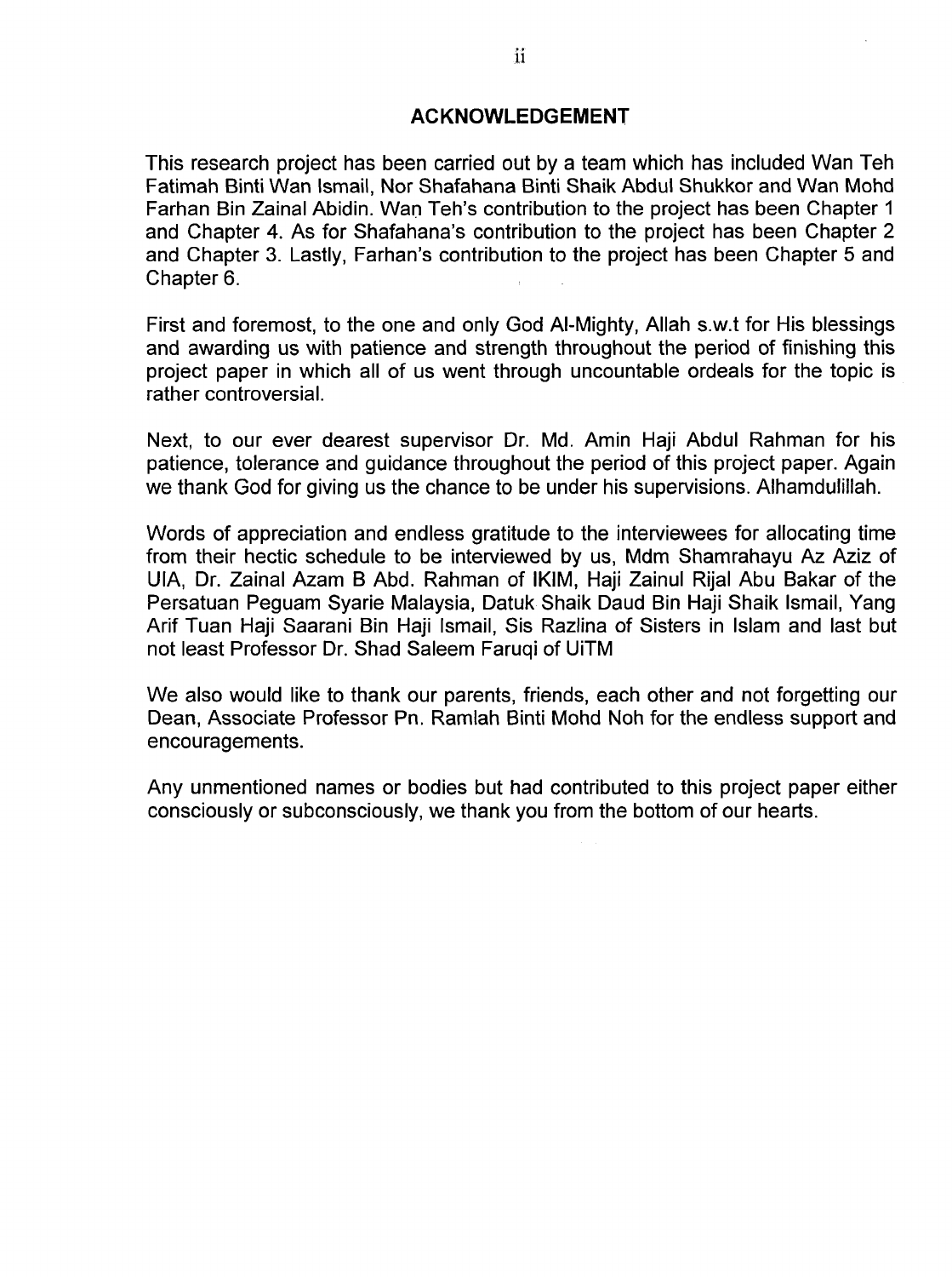## ACKNOWLEDGEMENT

This research project has been carried out by a team which has included Wan Teh Fatimah Binti Wan Ismail, Nor Shafahana Binti Shaik Abdul Shukkor and Wan Mohd Farhan Bin Zainal Abidin. Wan Teh's contribution to the project has been Chapter 1 and Chapter 4. As for Shafahana's contribution to the project has been Chapter 2 and Chapter 3. Lastly, Farhan's contribution to the project has been Chapter 5 and Chapter 6.

First and foremost, to the one and only God Al-Mighty, Allah s.w.t for His blessings and awarding us with patience and strength throughout the period of finishing this project paper in which all of us went through uncountable ordeals for the topic is rather controversial.

Next, to our ever dearest supervisor Dr. Md. Amin Haji Abdul Rahman for his patience, tolerance and guidance throughout the period of this project paper. Again we thank God for giving us the chance to be under his supervisions. Alhamdulillah.

Words of appreciation and endless gratitude to the interviewees for allocating time from their hectic schedule to be interviewed by us, Mdm Shamrahayu Az Aziz of UIA, Dr. Zainal Azam B Abd. Rahman of IKIM, Haji Zainul Rijal Abu Bakar of the Persatuan Peguam Syarie Malaysia, Datuk Shaik Daud Bin Haji Shaik Ismail, Yang Arif Tuan Haji Saarani Bin Haji Ismail, Sis Razlina of Sisters in Islam and last but not least Professor Dr. Shad Saleem Faruqi of UiTM

We also would like to thank our parents, friends, each other and not forgetting our Dean, Associate Professor Pn. Ramlah Binti Mohd Noh for the endless support and encouragements.

Any unmentioned names or bodies but had contributed to this project paper either consciously or subconsciously, we thank you from the bottom of our hearts.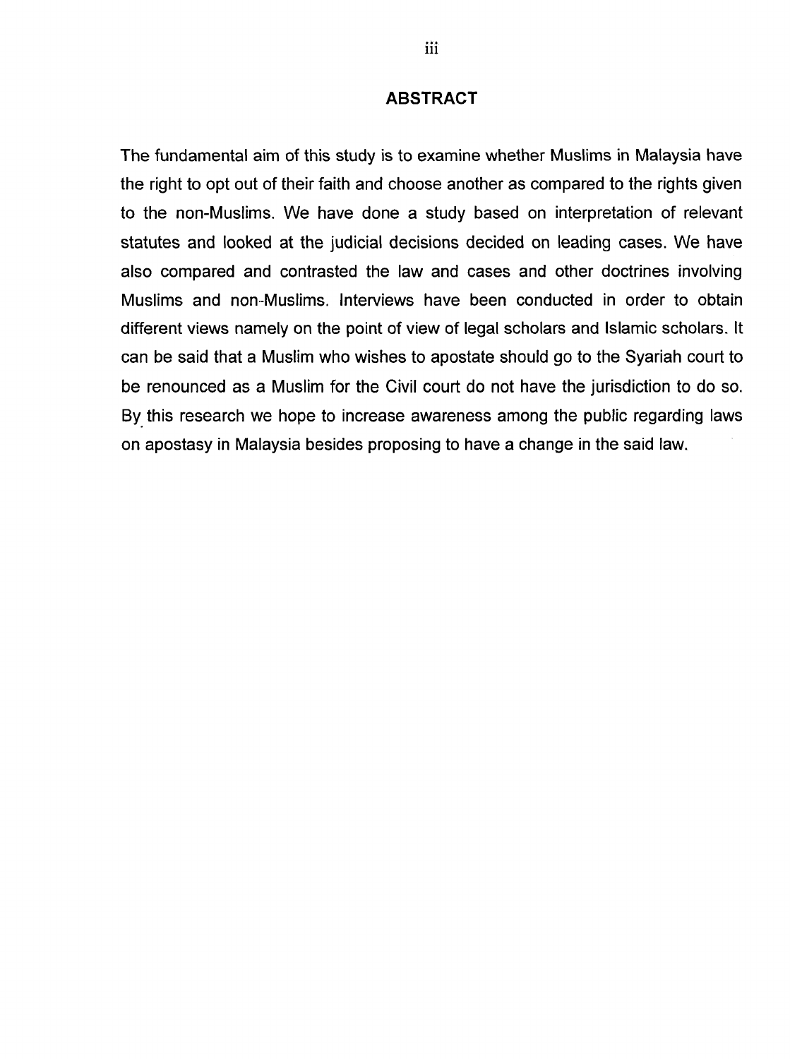# ABSTRACT

The fundamental aim of this study is to examine whether Muslims in Malaysia have the right to opt out of their faith and choose another as compared to the rights given to the non-Muslims. We have done a study based on interpretation of relevant statutes and looked at the judicial decisions decided on leading cases. We have also compared and contrasted the law and cases and other doctrines involving Muslims and non-Muslims. Interviews have been conducted in order to obtain different views namely on the point of view of legal scholars and Islamic scholars. It can be said that a Muslim who wishes to apostate should go to the Syariah court to be renounced as a Muslim for the Civil court do not have the jurisdiction to do so. By this research we hope to increase awareness among the public regarding laws on apostasy in Malaysia besides proposing to have a change in the said law.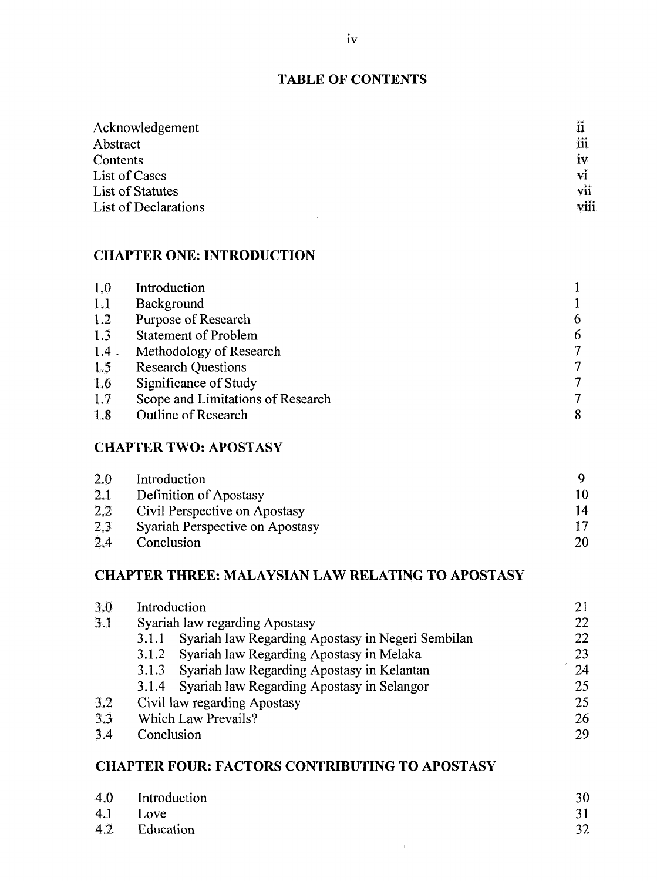# TABLE OF CONTENTS

| | |
|---|---|
| Acknowledgement | ii |
| Abstract | iii |
| Contents | iv |
| List of Cases | vi |
| List of Statutes | vii |
| List of Declarations | viii |

## CHAPTER ONE: INTRODUCTION

| | | |
|---|---|---|
| 1.0 | Introduction | 1 |
| 1.1 | Background | 1 |
| 1.2 | Purpose of Research | 6 |
| 1.3 | Statement of Problem | 6 |
| 1.4 . | Methodology of Research | 7 |
| 1.5 | Research Questions | 7 |
| 1.6 | Significance of Study | 7 |
| 1.7 | Scope and Limitations of Research | 7 |
| 1.8 | Outline of Research | 8 |

## CHAPTER TWO: APOSTASY

| | | |
|---|---|---|
| 2.0 | Introduction | 9 |
| 2.1 | Definition of Apostasy | 10 |
| 2.2 | Civil Perspective on Apostasy | 14 |
| 2.3 | Syariah Perspective on Apostasy | 17 |
| 2.4 | Conclusion | 20 |

## CHAPTER THREE: MALAYSIAN LAW RELATING TO APOSTASY

| | | |
|---|---|---|
| 3.0 | Introduction | 21 |
| 3.1 | Syariah law regarding Apostasy | 22 |
| | 3.1.1 Syariah law Regarding Apostasy in Negeri Sembilan | 22 |
| | 3.1.2 Syariah law Regarding Apostasy in Melaka | 23 |
| | 3.1.3 Syariah law Regarding Apostasy in Kelantan | 24 |
| | 3.1.4 Syariah law Regarding Apostasy in Selangor | 25 |
| 3.2 | Civil law regarding Apostasy | 25 |
| 3.3 | Which Law Prevails? | 26 |
| 3.4 | Conclusion | 29 |

## CHAPTER FOUR: FACTORS CONTRIBUTING TO APOSTASY

| | | |
|---|---|---|
| 4.0 | Introduction | 30 |
| 4.1 | Love | 31 |
| 4.2 | Education | 32 |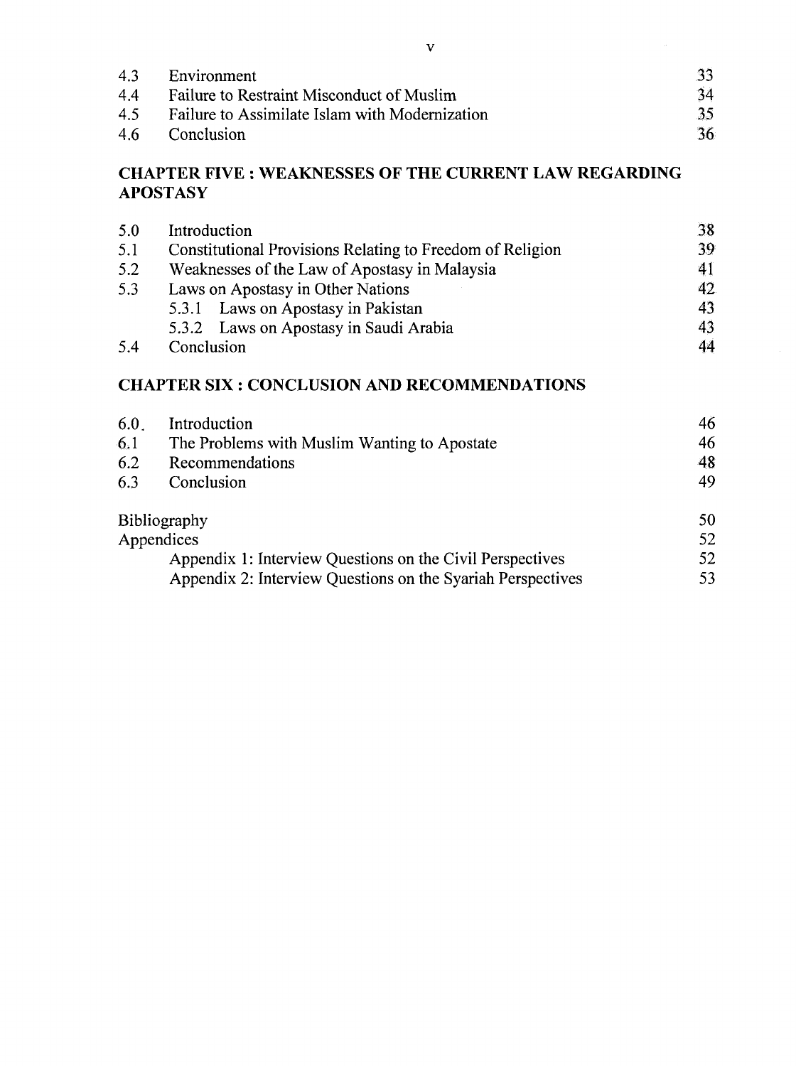| | | |
|---|---|---|
| 4.3 | Environment | 33 |
| 4.4 | Failure to Restraint Misconduct of Muslim | 34 |
| 4.5 | Failure to Assimilate Islam with Modernization | 35 |
| 4.6 | Conclusion | 36 |

## CHAPTER FIVE : WEAKNESSES OF THE CURRENT LAW REGARDING APOSTASY

| | | |
|---|---|---|
| 5.0 | Introduction | 38 |
| 5.1 | Constitutional Provisions Relating to Freedom of Religion | 39 |
| 5.2 | Weaknesses of the Law of Apostasy in Malaysia | 41 |
| 5.3 | Laws on Apostasy in Other Nations | 42 |
| | 5.3.1 Laws on Apostasy in Pakistan | 43 |
| | 5.3.2 Laws on Apostasy in Saudi Arabia | 43 |
| 5.4 | Conclusion | 44 |

## CHAPTER SIX : CONCLUSION AND RECOMMENDATIONS

| | | |
|---|---|---|
| 6.0. | Introduction | 46 |
| 6.1 | The Problems with Muslim Wanting to Apostate | 46 |
| 6.2 | Recommendations | 48 |
| 6.3 | Conclusion | 49 |

| | |
|---|---|
| Bibliography | 50 |
| Appendices | 52 |
| Appendix 1: Interview Questions on the Civil Perspectives | 52 |
| Appendix 2: Interview Questions on the Syariah Perspectives | 53 |